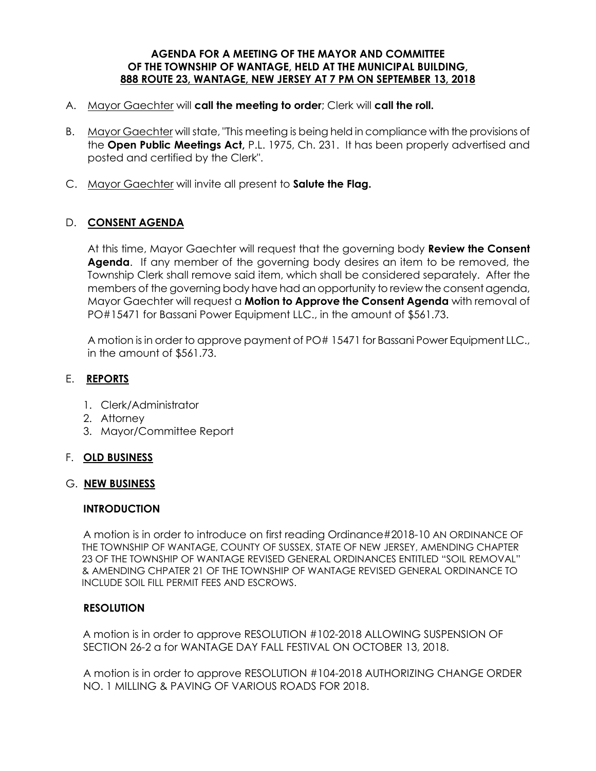**AGENDA FOR A MEETING OF THE MAYOR AND COMMITTEE OF THE TOWNSHIP OF WANTAGE, HELD AT THE MUNICIPAL BUILDING, 888 ROUTE 23, WANTAGE, NEW JERSEY AT 7 PM ON SEPTEMBER 13, 2018**

A. Mayor Gaechter will **call the meeting to order**; Clerk will **call the roll.**

B. Mayor Gaechter will state, "This meeting is being held in compliance with the provisions of the **Open Public Meetings Act,** P.L. 1975, Ch. 231. It has been properly advertised and posted and certified by the Clerk".

C. Mayor Gaechter will invite all present to **Salute the Flag.**

D. **CONSENT AGENDA**

At this time, Mayor Gaechter will request that the governing body **Review the Consent Agenda**. If any member of the governing body desires an item to be removed, the Township Clerk shall remove said item, which shall be considered separately. After the members of the governing body have had an opportunity to review the consent agenda, Mayor Gaechter will request a **Motion to Approve the Consent Agenda** with removal of PO#15471 for Bassani Power Equipment LLC., in the amount of $561.73.

A motion is in order to approve payment of PO# 15471 for Bassani Power Equipment LLC., in the amount of $561.73.

E. **REPORTS**

1. Clerk/Administrator
2. Attorney
3. Mayor/Committee Report

F. **OLD BUSINESS**

G. **NEW BUSINESS**

**INTRODUCTION**

A motion is in order to introduce on first reading Ordinance#2018-10 AN ORDINANCE OF THE TOWNSHIP OF WANTAGE, COUNTY OF SUSSEX, STATE OF NEW JERSEY, AMENDING CHAPTER 23 OF THE TOWNSHIP OF WANTAGE REVISED GENERAL ORDINANCES ENTITLED "SOIL REMOVAL" & AMENDING CHPATER 21 OF THE TOWNSHIP OF WANTAGE REVISED GENERAL ORDINANCE TO INCLUDE SOIL FILL PERMIT FEES AND ESCROWS.

**RESOLUTION**

A motion is in order to approve RESOLUTION #102-2018 ALLOWING SUSPENSION OF SECTION 26-2 a for WANTAGE DAY FALL FESTIVAL ON OCTOBER 13, 2018.

A motion is in order to approve RESOLUTION #104-2018 AUTHORIZING CHANGE ORDER NO. 1 MILLING & PAVING OF VARIOUS ROADS FOR 2018.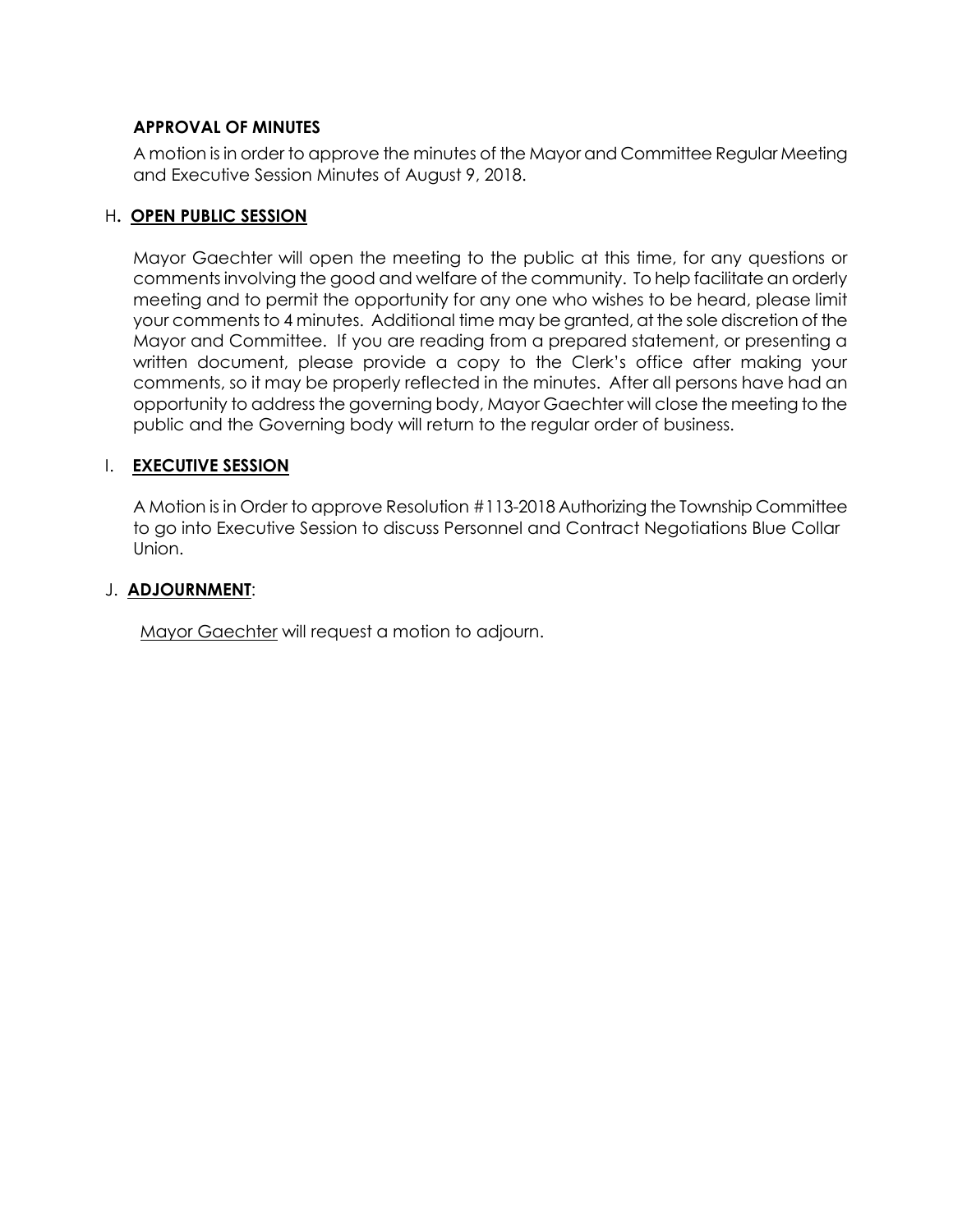**APPROVAL OF MINUTES**

A motion is in order to approve the minutes of the Mayor and Committee Regular Meeting and Executive Session Minutes of August 9, 2018.

H**. OPEN PUBLIC SESSION**

Mayor Gaechter will open the meeting to the public at this time, for any questions or comments involving the good and welfare of the community. To help facilitate an orderly meeting and to permit the opportunity for any one who wishes to be heard, please limit your comments to 4 minutes. Additional time may be granted, at the sole discretion of the Mayor and Committee. If you are reading from a prepared statement, or presenting a written document, please provide a copy to the Clerk's office after making your comments, so it may be properly reflected in the minutes. After all persons have had an opportunity to address the governing body, Mayor Gaechter will close the meeting to the public and the Governing body will return to the regular order of business.

I. **EXECUTIVE SESSION**

A Motion is in Order to approve Resolution #113-2018 Authorizing the Township Committee to go into Executive Session to discuss Personnel and Contract Negotiations Blue Collar Union.

J. **ADJOURNMENT**:

Mayor Gaechter will request a motion to adjourn.